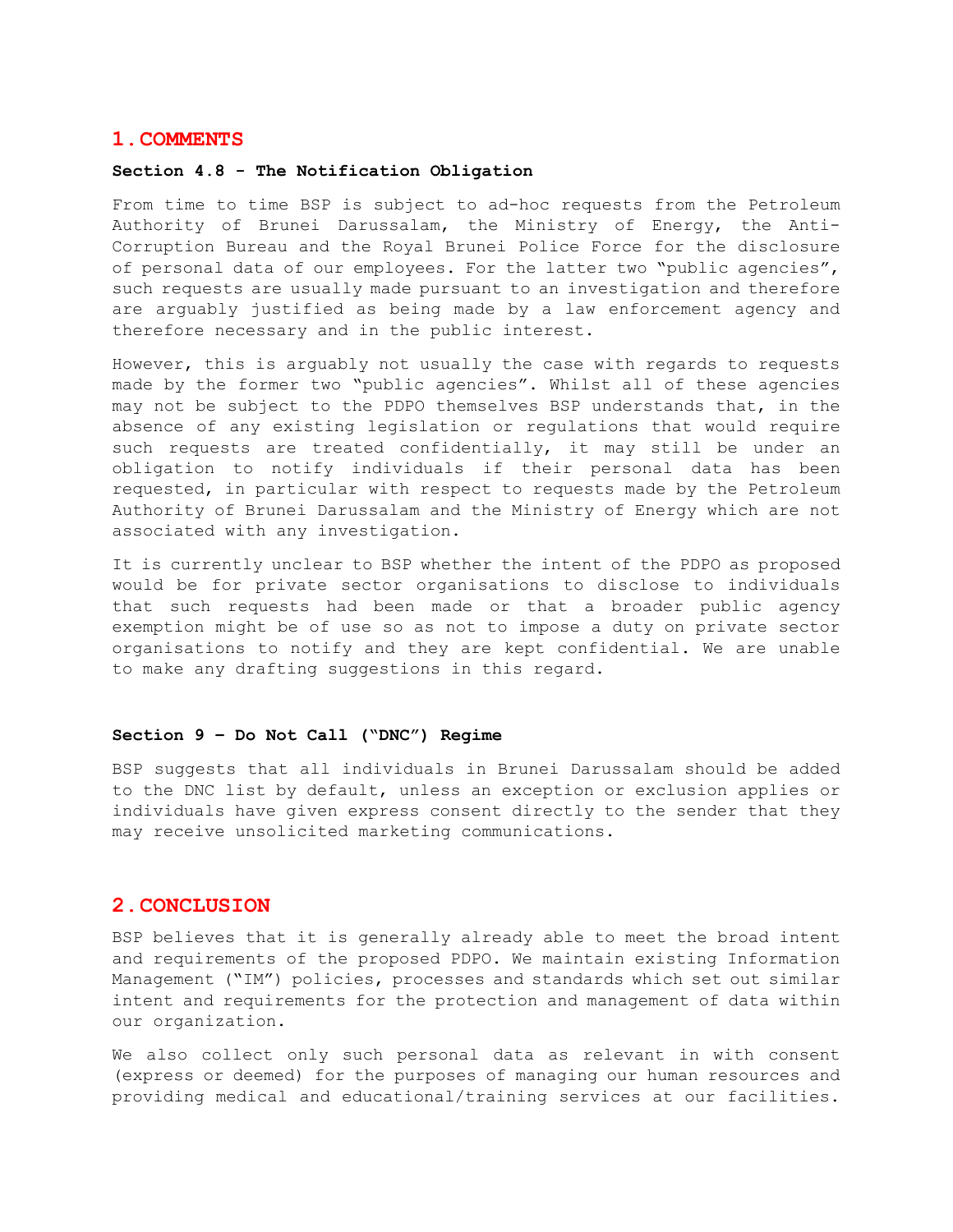# 1. COMMENTS

**Section 4.8 - The Notification Obligation**

From time to time BSP is subject to ad-hoc requests from the Petroleum Authority of Brunei Darussalam, the Ministry of Energy, the Anti-Corruption Bureau and the Royal Brunei Police Force for the disclosure of personal data of our employees. For the latter two "public agencies", such requests are usually made pursuant to an investigation and therefore are arguably justified as being made by a law enforcement agency and therefore necessary and in the public interest.

However, this is arguably not usually the case with regards to requests made by the former two "public agencies". Whilst all of these agencies may not be subject to the PDPO themselves BSP understands that, in the absence of any existing legislation or regulations that would require such requests are treated confidentially, it may still be under an obligation to notify individuals if their personal data has been requested, in particular with respect to requests made by the Petroleum Authority of Brunei Darussalam and the Ministry of Energy which are not associated with any investigation.

It is currently unclear to BSP whether the intent of the PDPO as proposed would be for private sector organisations to disclose to individuals that such requests had been made or that a broader public agency exemption might be of use so as not to impose a duty on private sector organisations to notify and they are kept confidential. We are unable to make any drafting suggestions in this regard.

**Section 9 – Do Not Call ("DNC") Regime**

BSP suggests that all individuals in Brunei Darussalam should be added to the DNC list by default, unless an exception or exclusion applies or individuals have given express consent directly to the sender that they may receive unsolicited marketing communications.

# 2. CONCLUSION

BSP believes that it is generally already able to meet the broad intent and requirements of the proposed PDPO. We maintain existing Information Management ("IM") policies, processes and standards which set out similar intent and requirements for the protection and management of data within our organization.

We also collect only such personal data as relevant in with consent (express or deemed) for the purposes of managing our human resources and providing medical and educational/training services at our facilities.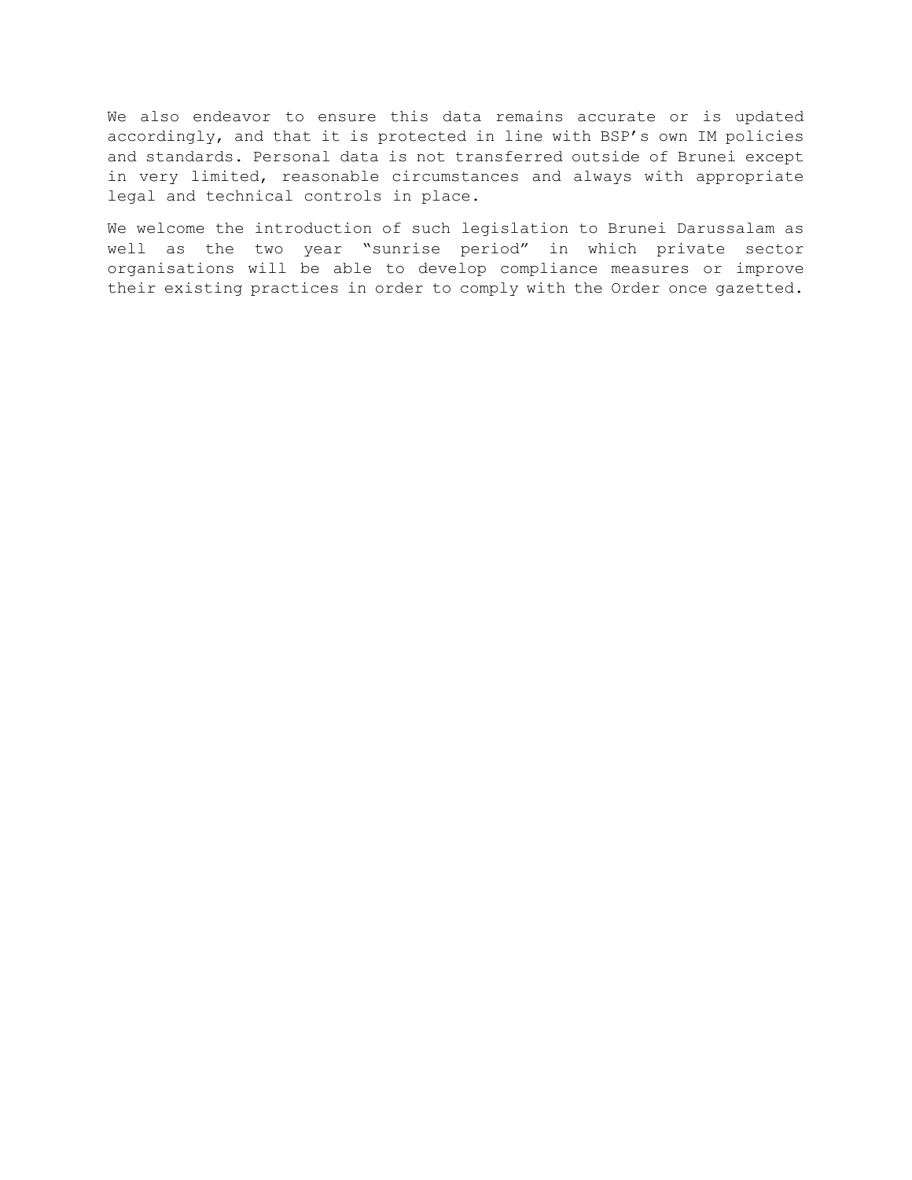We also endeavor to ensure this data remains accurate or is updated accordingly, and that it is protected in line with BSP’s own IM policies and standards. Personal data is not transferred outside of Brunei except in very limited, reasonable circumstances and always with appropriate legal and technical controls in place.

We welcome the introduction of such legislation to Brunei Darussalam as well as the two year “sunrise period” in which private sector organisations will be able to develop compliance measures or improve their existing practices in order to comply with the Order once gazetted.